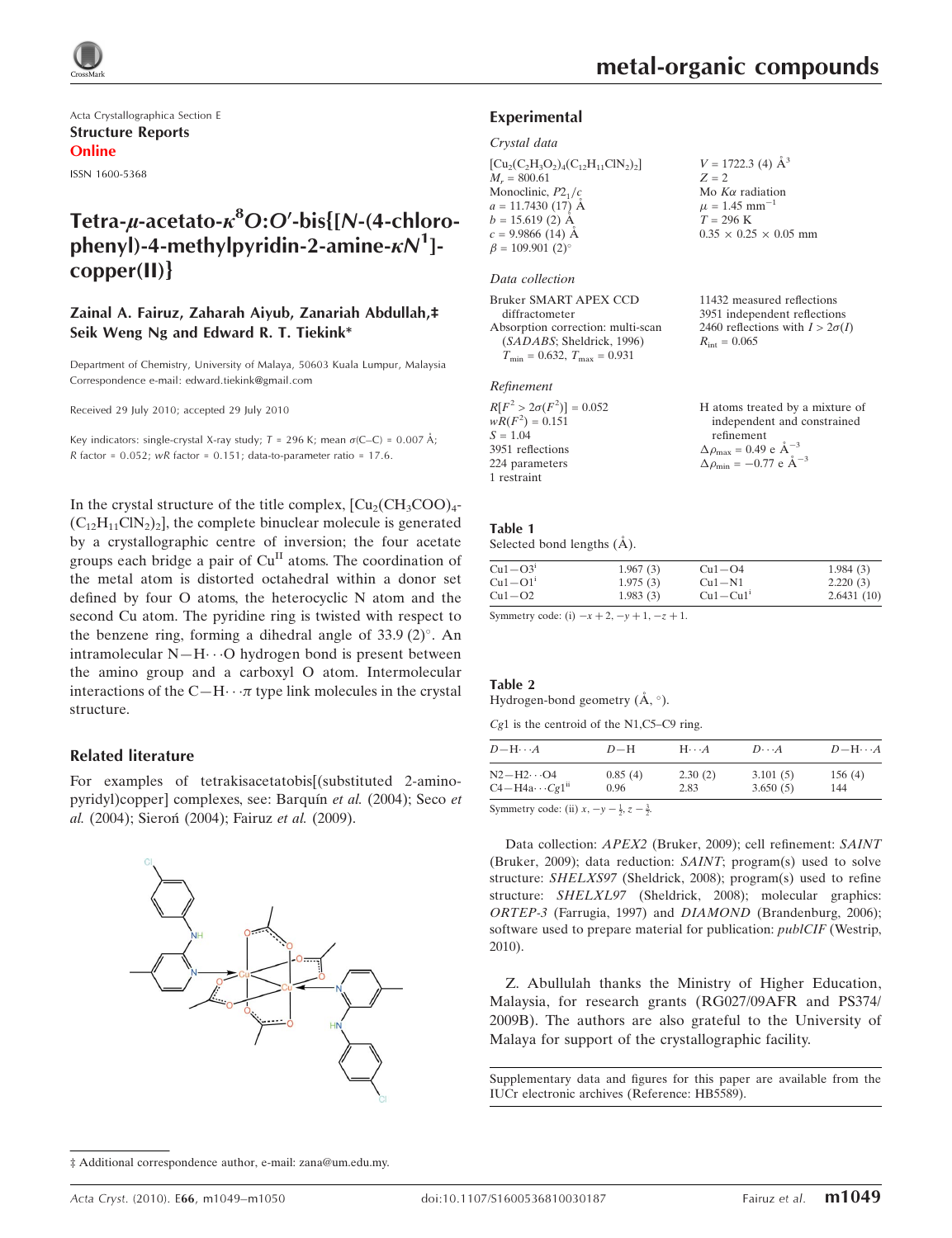Acta Crystallographica Section E

**Structure Reports Online**

ISSN 1600-5368

# Tetra-μ-acetato-$\kappa^8O$:$O'$-bis{[N-(4-chlorophenyl)-4-methylpyridin-2-amine-$\kappa N^1$]-copper(II)}

**Zainal A. Fairuz, Zaharah Aiyub, Zanariah Abdullah,‡ Seik Weng Ng and Edward R. T. Tiekink***

Department of Chemistry, University of Malaya, 50603 Kuala Lumpur, Malaysia
Correspondence e-mail: edward.tiekink@gmail.com

Received 29 July 2010; accepted 29 July 2010

Key indicators: single-crystal X-ray study; $T$ = 296 K; mean $\sigma$(C–C) = 0.007 Å; $R$ factor = 0.052; $wR$ factor = 0.151; data-to-parameter ratio = 17.6.

In the crystal structure of the title complex, $[Cu_2(CH_3COO)_4(C_{12}H_{11}ClN_2)_2]$, the complete binuclear molecule is generated by a crystallographic centre of inversion; the four acetate groups each bridge a pair of $Cu^{II}$ atoms. The coordination of the metal atom is distorted octahedral within a donor set defined by four O atoms, the heterocyclic N atom and the second Cu atom. The pyridine ring is twisted with respect to the benzene ring, forming a dihedral angle of 33.9 (2)°. An intramolecular N—H⋯O hydrogen bond is present between the amino group and a carboxyl O atom. Intermolecular interactions of the C—H⋯π type link molecules in the crystal structure.

## Related literature

For examples of tetrakisacetatobis[(substituted 2-aminopyridyl)copper] complexes, see: Barquín *et al.* (2004); Seco *et al.* (2004); Sieroń (2004); Fairuz *et al.* (2009).

## Experimental

### Crystal data

$[Cu_2(C_2H_3O_2)_4(C_{12}H_{11}ClN_2)_2]$
$M_r$ = 800.61
Monoclinic, $P2_1/c$
$a$ = 11.7430 (17) Å
$b$ = 15.619 (2) Å
$c$ = 9.9866 (14) Å
$\beta$ = 109.901 (2)°
$V$ = 1722.3 (4) Å$^3$
$Z$ = 2
Mo $K\alpha$ radiation
$\mu$ = 1.45 mm$^{-1}$
$T$ = 296 K
0.35 × 0.25 × 0.05 mm

### Data collection

Bruker SMART APEX CCD diffractometer
Absorption correction: multi-scan (*SADABS*; Sheldrick, 1996)
$T_{min}$ = 0.632, $T_{max}$ = 0.931
11432 measured reflections
3951 independent reflections
2460 reflections with $I > 2\sigma(I)$
$R_{int}$ = 0.065

### Refinement

$R[F^2 > 2\sigma(F^2)]$ = 0.052
$wR(F^2)$ = 0.151
$S$ = 1.04
3951 reflections
224 parameters
1 restraint
H atoms treated by a mixture of independent and constrained refinement
$\Delta\rho_{max}$ = 0.49 e Å$^{-3}$
$\Delta\rho_{min}$ = −0.77 e Å$^{-3}$

**Table 1**
Selected bond lengths (Å).

| | | | |
|---|---|---|---|
| Cu1—O3$^i$ | 1.967 (3) | Cu1—O4 | 1.984 (3) |
| Cu1—O1$^i$ | 1.975 (3) | Cu1—N1 | 2.220 (3) |
| Cu1—O2 | 1.983 (3) | Cu1—Cu1$^i$ | 2.6431 (10) |

Symmetry code: (i) $-x+2, -y+1, -z+1$.

**Table 2**
Hydrogen-bond geometry (Å, °).

*Cg*1 is the centroid of the N1,C5–C9 ring.

| $D$—H⋯$A$ | $D$—H | H⋯$A$ | $D$⋯$A$ | $D$—H⋯$A$ |
|---|---|---|---|---|
| N2—H2⋯O4 | 0.85 (4) | 2.30 (2) | 3.101 (5) | 156 (4) |
| C4—H4a⋯*Cg*1$^{ii}$ | 0.96 | 2.83 | 3.650 (5) | 144 |

Symmetry code: (ii) $x, -y-\frac{1}{2}, z-\frac{3}{2}$.

Data collection: *APEX2* (Bruker, 2009); cell refinement: *SAINT* (Bruker, 2009); data reduction: *SAINT*; program(s) used to solve structure: *SHELXS97* (Sheldrick, 2008); program(s) used to refine structure: *SHELXL97* (Sheldrick, 2008); molecular graphics: *ORTEP-3* (Farrugia, 1997) and *DIAMOND* (Brandenburg, 2006); software used to prepare material for publication: *publCIF* (Westrip, 2010).

Z. Abullulah thanks the Ministry of Higher Education, Malaysia, for research grants (RG027/09AFR and PS374/2009B). The authors are also grateful to the University of Malaya for support of the crystallographic facility.

Supplementary data and figures for this paper are available from the IUCr electronic archives (Reference: HB5589).

‡ Additional correspondence author, e-mail: zana@um.edu.my.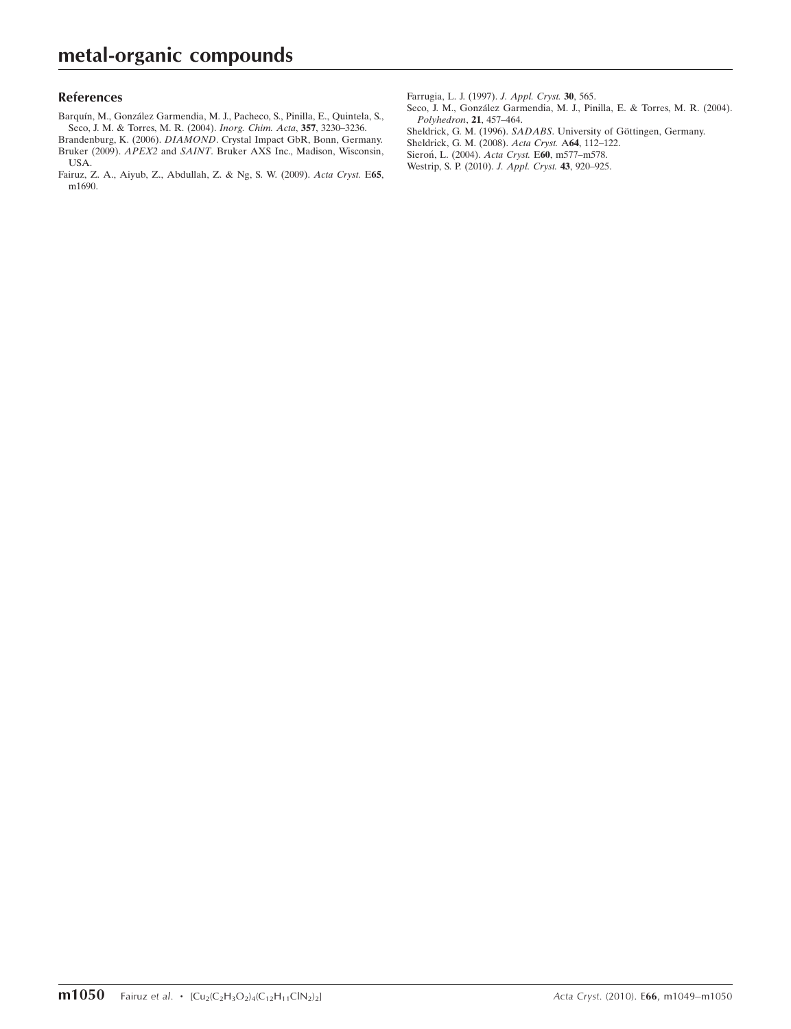## References

Barquín, M., González Garmendia, M. J., Pacheco, S., Pinilla, E., Quintela, S., Seco, J. M. & Torres, M. R. (2004). *Inorg. Chim. Acta*, **357**, 3230–3236.

Brandenburg, K. (2006). *DIAMOND*. Crystal Impact GbR, Bonn, Germany.

Bruker (2009). *APEX2* and *SAINT*. Bruker AXS Inc., Madison, Wisconsin, USA.

Fairuz, Z. A., Aiyub, Z., Abdullah, Z. & Ng, S. W. (2009). *Acta Cryst.* E**65**, m1690.

Farrugia, L. J. (1997). *J. Appl. Cryst.* **30**, 565.

Seco, J. M., González Garmendia, M. J., Pinilla, E. & Torres, M. R. (2004). *Polyhedron*, **21**, 457–464.

Sheldrick, G. M. (1996). *SADABS*. University of Göttingen, Germany.

Sheldrick, G. M. (2008). *Acta Cryst.* A**64**, 112–122.

Sieroń, L. (2004). *Acta Cryst.* E**60**, m577–m578.

Westrip, S. P. (2010). *J. Appl. Cryst.* **43**, 920–925.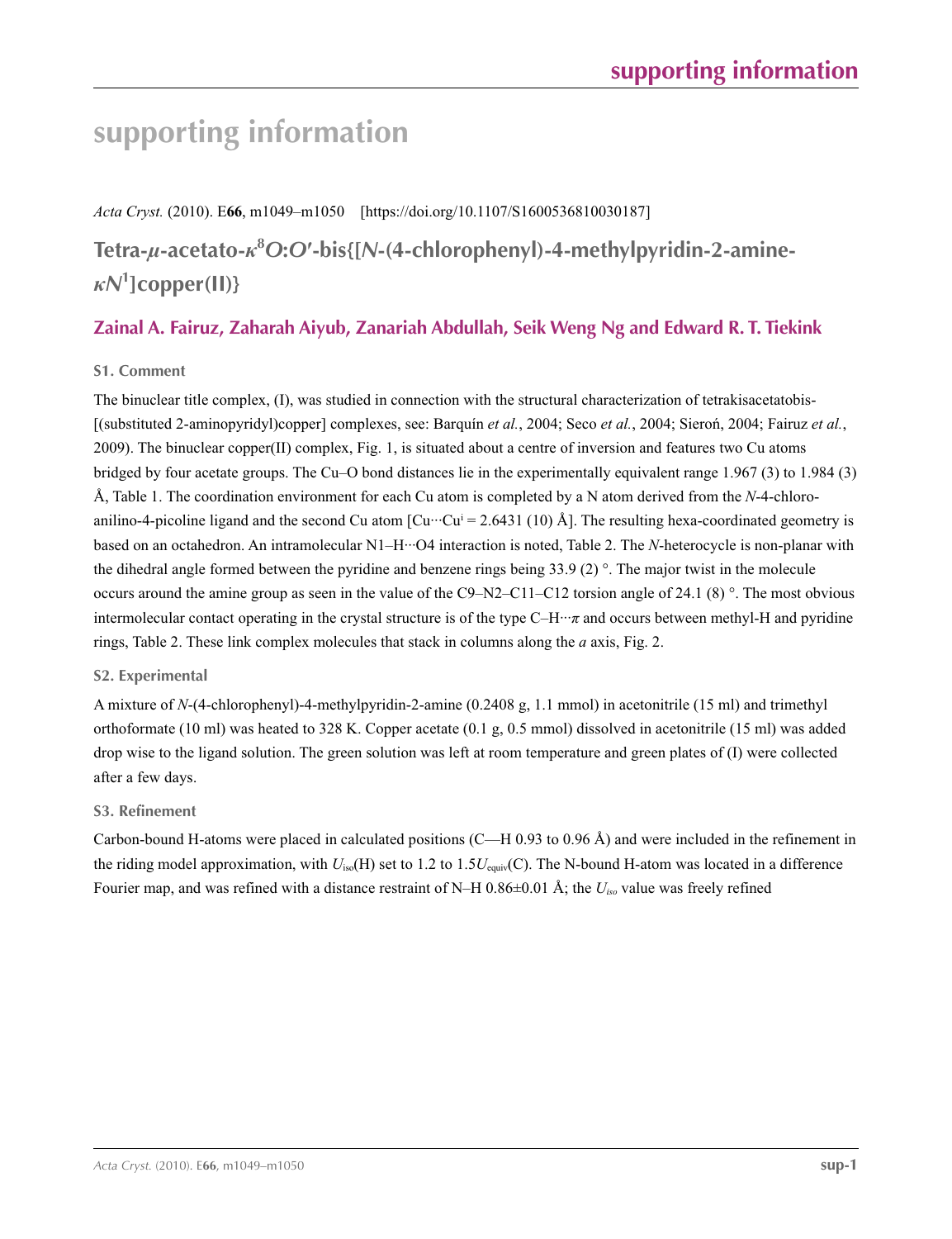# supporting information

*Acta Cryst.* (2010). E**66**, m1049–m1050    [https://doi.org/10.1107/S1600536810030187]

## Tetra-*μ*-acetato-$\kappa^8O$:$O'$-bis{[*N*-(4-chlorophenyl)-4-methylpyridin-2-amine-$\kappa N^1$]copper(II)}

### Zainal A. Fairuz, Zaharah Aiyub, Zanariah Abdullah, Seik Weng Ng and Edward R. T. Tiekink

#### S1. Comment

The binuclear title complex, (I), was studied in connection with the structural characterization of tetrakisacetatobis-[(substituted 2-aminopyridyl)copper] complexes, see: Barquín *et al.*, 2004; Seco *et al.*, 2004; Sieroń, 2004; Fairuz *et al.*, 2009). The binuclear copper(II) complex, Fig. 1, is situated about a centre of inversion and features two Cu atoms bridged by four acetate groups. The Cu–O bond distances lie in the experimentally equivalent range 1.967 (3) to 1.984 (3) Å, Table 1. The coordination environment for each Cu atom is completed by a N atom derived from the *N*-4-chloro-anilino-4-picoline ligand and the second Cu atom [Cu···Cu$^i$ = 2.6431 (10) Å]. The resulting hexa-coordinated geometry is based on an octahedron. An intramolecular N1–H···O4 interaction is noted, Table 2. The *N*-heterocycle is non-planar with the dihedral angle formed between the pyridine and benzene rings being 33.9 (2) °. The major twist in the molecule occurs around the amine group as seen in the value of the C9–N2–C11–C12 torsion angle of 24.1 (8) °. The most obvious intermolecular contact operating in the crystal structure is of the type C–H···*π* and occurs between methyl-H and pyridine rings, Table 2. These link complex molecules that stack in columns along the *a* axis, Fig. 2.

#### S2. Experimental

A mixture of *N*-(4-chlorophenyl)-4-methylpyridin-2-amine (0.2408 g, 1.1 mmol) in acetonitrile (15 ml) and trimethyl orthoformate (10 ml) was heated to 328 K. Copper acetate (0.1 g, 0.5 mmol) dissolved in acetonitrile (15 ml) was added drop wise to the ligand solution. The green solution was left at room temperature and green plates of (I) were collected after a few days.

#### S3. Refinement

Carbon-bound H-atoms were placed in calculated positions (C—H 0.93 to 0.96 Å) and were included in the refinement in the riding model approximation, with $U_{iso}$(H) set to 1.2 to 1.5$U_{equiv}$(C). The N-bound H-atom was located in a difference Fourier map, and was refined with a distance restraint of N–H 0.86±0.01 Å; the $U_{iso}$ value was freely refined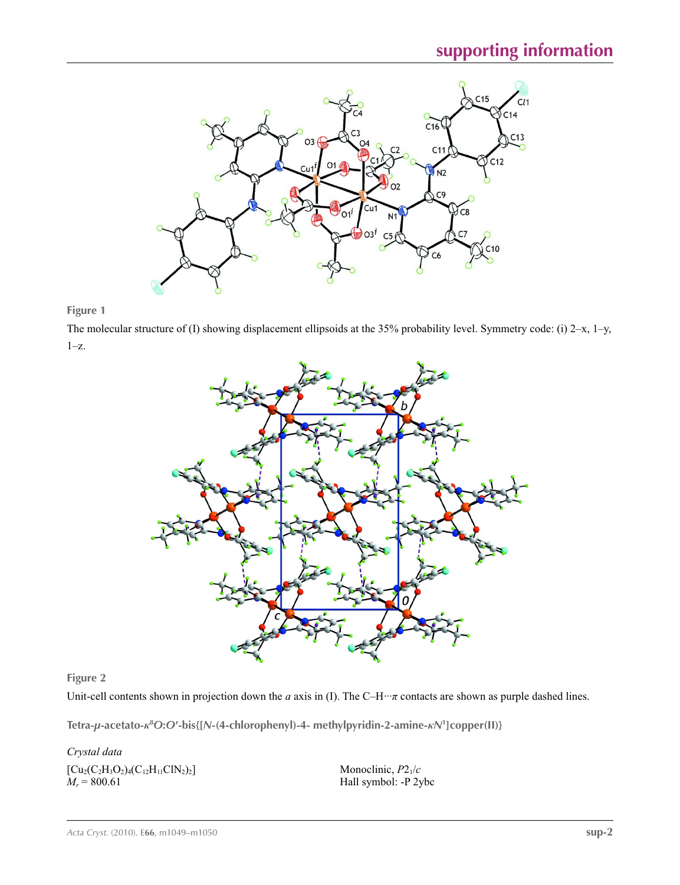**Figure 1**

The molecular structure of (I) showing displacement ellipsoids at the 35% probability level. Symmetry code: (i) 2–x, 1–y, 1–z.

**Figure 2**

Unit-cell contents shown in projection down the *a* axis in (I). The C–H···π contacts are shown as purple dashed lines.

## Tetra-*μ*-acetato-*κ*$^8$*O*:*O*′-bis{[*N*-(4-chlorophenyl)-4- methylpyridin-2-amine-*κN*$^1$]copper(II)}

### *Crystal data*

$[Cu_2(C_2H_3O_2)_4(C_{12}H_{11}ClN_2)_2]$
$M_r$ = 800.61

Monoclinic, $P2_1/c$
Hall symbol: -P 2ybc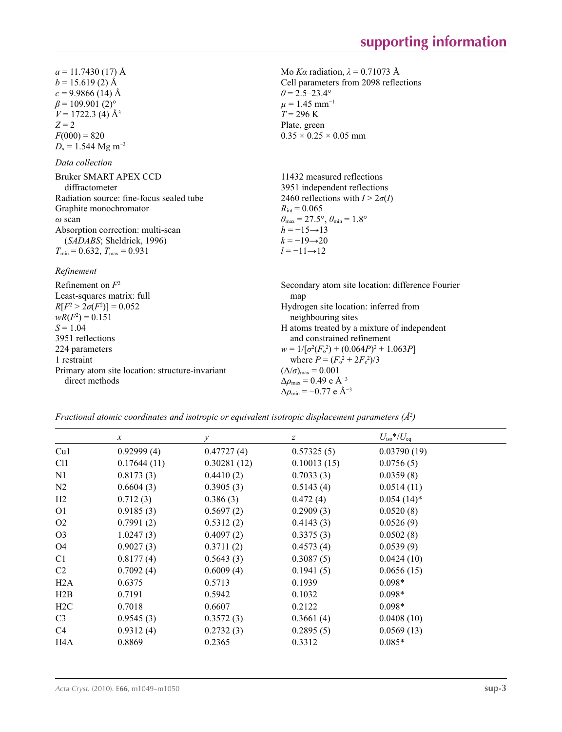$a$ = 11.7430 (17) Å
$b$ = 15.619 (2) Å
$c$ = 9.9866 (14) Å
$\beta$ = 109.901 (2)°
$V$ = 1722.3 (4) Å$^3$
$Z$ = 2
$F$(000) = 820
$D_x$ = 1.544 Mg m$^{-3}$

Mo $K\alpha$ radiation, $\lambda$ = 0.71073 Å
Cell parameters from 2098 reflections
$\theta$ = 2.5–23.4°
$\mu$ = 1.45 mm$^{-1}$
$T$ = 296 K
Plate, green
0.35 × 0.25 × 0.05 mm

*Data collection*

Bruker SMART APEX CCD diffractometer
Radiation source: fine-focus sealed tube
Graphite monochromator
$\omega$ scan
Absorption correction: multi-scan (*SADABS*; Sheldrick, 1996)
$T_{min}$ = 0.632, $T_{max}$ = 0.931

11432 measured reflections
3951 independent reflections
2460 reflections with $I > 2\sigma(I)$
$R_{int}$ = 0.065
$\theta_{max}$ = 27.5°, $\theta_{min}$ = 1.8°
$h$ = −15→13
$k$ = −19→20
$l$ = −11→12

*Refinement*

Refinement on $F^2$
Least-squares matrix: full
$R[F^2 > 2\sigma(F^2)]$ = 0.052
$wR(F^2)$ = 0.151
$S$ = 1.04
3951 reflections
224 parameters
1 restraint
Primary atom site location: structure-invariant direct methods

Secondary atom site location: difference Fourier map
Hydrogen site location: inferred from neighbouring sites
H atoms treated by a mixture of independent and constrained refinement
$w = 1/[\sigma^2(F_o^2) + (0.064P)^2 + 1.063P]$ where $P = (F_o^2 + 2F_c^2)/3$
$(\Delta/\sigma)_{max}$ = 0.001
$\Delta\rho_{max}$ = 0.49 e Å$^{-3}$
$\Delta\rho_{min}$ = −0.77 e Å$^{-3}$

*Fractional atomic coordinates and isotropic or equivalent isotropic displacement parameters (Å$^2$)*

| | $x$ | $y$ | $z$ | $U_{iso}$*/$U_{eq}$ |
|---|---|---|---|---|
| Cu1 | 0.92999 (4) | 0.47727 (4) | 0.57325 (5) | 0.03790 (19) |
| Cl1 | 0.17644 (11) | 0.30281 (12) | 0.10013 (15) | 0.0756 (5) |
| N1 | 0.8173 (3) | 0.4410 (2) | 0.7033 (3) | 0.0359 (8) |
| N2 | 0.6604 (3) | 0.3905 (3) | 0.5143 (4) | 0.0514 (11) |
| H2 | 0.712 (3) | 0.386 (3) | 0.472 (4) | 0.054 (14)* |
| O1 | 0.9185 (3) | 0.5697 (2) | 0.2909 (3) | 0.0520 (8) |
| O2 | 0.7991 (2) | 0.5312 (2) | 0.4143 (3) | 0.0526 (9) |
| O3 | 1.0247 (3) | 0.4097 (2) | 0.3375 (3) | 0.0502 (8) |
| O4 | 0.9027 (3) | 0.3711 (2) | 0.4573 (4) | 0.0539 (9) |
| C1 | 0.8177 (4) | 0.5643 (3) | 0.3087 (5) | 0.0424 (10) |
| C2 | 0.7092 (4) | 0.6009 (4) | 0.1941 (5) | 0.0656 (15) |
| H2A | 0.6375 | 0.5713 | 0.1939 | 0.098* |
| H2B | 0.7191 | 0.5942 | 0.1032 | 0.098* |
| H2C | 0.7018 | 0.6607 | 0.2122 | 0.098* |
| C3 | 0.9545 (3) | 0.3572 (3) | 0.3661 (4) | 0.0408 (10) |
| C4 | 0.9312 (4) | 0.2732 (3) | 0.2895 (5) | 0.0569 (13) |
| H4A | 0.8869 | 0.2365 | 0.3312 | 0.085* |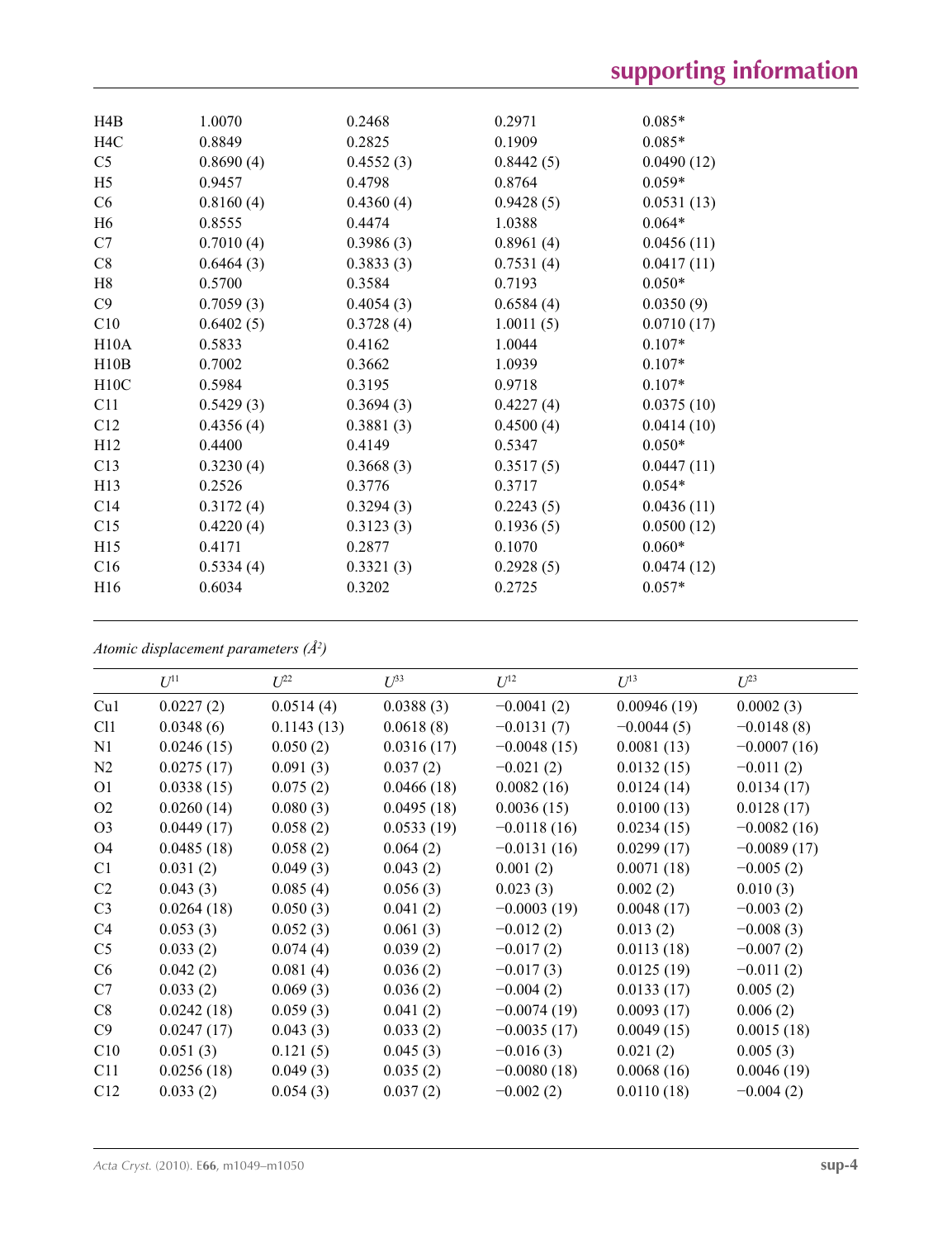| | | | | |
|---|---|---|---|---|
| H4B | 1.0070 | 0.2468 | 0.2971 | 0.085* |
| H4C | 0.8849 | 0.2825 | 0.1909 | 0.085* |
| C5 | 0.8690 (4) | 0.4552 (3) | 0.8442 (5) | 0.0490 (12) |
| H5 | 0.9457 | 0.4798 | 0.8764 | 0.059* |
| C6 | 0.8160 (4) | 0.4360 (4) | 0.9428 (5) | 0.0531 (13) |
| H6 | 0.8555 | 0.4474 | 1.0388 | 0.064* |
| C7 | 0.7010 (4) | 0.3986 (3) | 0.8961 (4) | 0.0456 (11) |
| C8 | 0.6464 (3) | 0.3833 (3) | 0.7531 (4) | 0.0417 (11) |
| H8 | 0.5700 | 0.3584 | 0.7193 | 0.050* |
| C9 | 0.7059 (3) | 0.4054 (3) | 0.6584 (4) | 0.0350 (9) |
| C10 | 0.6402 (5) | 0.3728 (4) | 1.0011 (5) | 0.0710 (17) |
| H10A | 0.5833 | 0.4162 | 1.0044 | 0.107* |
| H10B | 0.7002 | 0.3662 | 1.0939 | 0.107* |
| H10C | 0.5984 | 0.3195 | 0.9718 | 0.107* |
| C11 | 0.5429 (3) | 0.3694 (3) | 0.4227 (4) | 0.0375 (10) |
| C12 | 0.4356 (4) | 0.3881 (3) | 0.4500 (4) | 0.0414 (10) |
| H12 | 0.4400 | 0.4149 | 0.5347 | 0.050* |
| C13 | 0.3230 (4) | 0.3668 (3) | 0.3517 (5) | 0.0447 (11) |
| H13 | 0.2526 | 0.3776 | 0.3717 | 0.054* |
| C14 | 0.3172 (4) | 0.3294 (3) | 0.2243 (5) | 0.0436 (11) |
| C15 | 0.4220 (4) | 0.3123 (3) | 0.1936 (5) | 0.0500 (12) |
| H15 | 0.4171 | 0.2877 | 0.1070 | 0.060* |
| C16 | 0.5334 (4) | 0.3321 (3) | 0.2928 (5) | 0.0474 (12) |
| H16 | 0.6034 | 0.3202 | 0.2725 | 0.057* |

*Atomic displacement parameters (Å²)*

| | $U^{11}$ | $U^{22}$ | $U^{33}$ | $U^{12}$ | $U^{13}$ | $U^{23}$ |
|---|---|---|---|---|---|---|
| Cu1 | 0.0227 (2) | 0.0514 (4) | 0.0388 (3) | −0.0041 (2) | 0.00946 (19) | 0.0002 (3) |
| Cl1 | 0.0348 (6) | 0.1143 (13) | 0.0618 (8) | −0.0131 (7) | −0.0044 (5) | −0.0148 (8) |
| N1 | 0.0246 (15) | 0.050 (2) | 0.0316 (17) | −0.0048 (15) | 0.0081 (13) | −0.0007 (16) |
| N2 | 0.0275 (17) | 0.091 (3) | 0.037 (2) | −0.021 (2) | 0.0132 (15) | −0.011 (2) |
| O1 | 0.0338 (15) | 0.075 (2) | 0.0466 (18) | 0.0082 (16) | 0.0124 (14) | 0.0134 (17) |
| O2 | 0.0260 (14) | 0.080 (3) | 0.0495 (18) | 0.0036 (15) | 0.0100 (13) | 0.0128 (17) |
| O3 | 0.0449 (17) | 0.058 (2) | 0.0533 (19) | −0.0118 (16) | 0.0234 (15) | −0.0082 (16) |
| O4 | 0.0485 (18) | 0.058 (2) | 0.064 (2) | −0.0131 (16) | 0.0299 (17) | −0.0089 (17) |
| C1 | 0.031 (2) | 0.049 (3) | 0.043 (2) | 0.001 (2) | 0.0071 (18) | −0.005 (2) |
| C2 | 0.043 (3) | 0.085 (4) | 0.056 (3) | 0.023 (3) | 0.002 (2) | 0.010 (3) |
| C3 | 0.0264 (18) | 0.050 (3) | 0.041 (2) | −0.0003 (19) | 0.0048 (17) | −0.003 (2) |
| C4 | 0.053 (3) | 0.052 (3) | 0.061 (3) | −0.012 (2) | 0.013 (2) | −0.008 (3) |
| C5 | 0.033 (2) | 0.074 (4) | 0.039 (2) | −0.017 (2) | 0.0113 (18) | −0.007 (2) |
| C6 | 0.042 (2) | 0.081 (4) | 0.036 (2) | −0.017 (3) | 0.0125 (19) | −0.011 (2) |
| C7 | 0.033 (2) | 0.069 (3) | 0.036 (2) | −0.004 (2) | 0.0133 (17) | 0.005 (2) |
| C8 | 0.0242 (18) | 0.059 (3) | 0.041 (2) | −0.0074 (19) | 0.0093 (17) | 0.006 (2) |
| C9 | 0.0247 (17) | 0.043 (3) | 0.033 (2) | −0.0035 (17) | 0.0049 (15) | 0.0015 (18) |
| C10 | 0.051 (3) | 0.121 (5) | 0.045 (3) | −0.016 (3) | 0.021 (2) | 0.005 (3) |
| C11 | 0.0256 (18) | 0.049 (3) | 0.035 (2) | −0.0080 (18) | 0.0068 (16) | 0.0046 (19) |
| C12 | 0.033 (2) | 0.054 (3) | 0.037 (2) | −0.002 (2) | 0.0110 (18) | −0.004 (2) |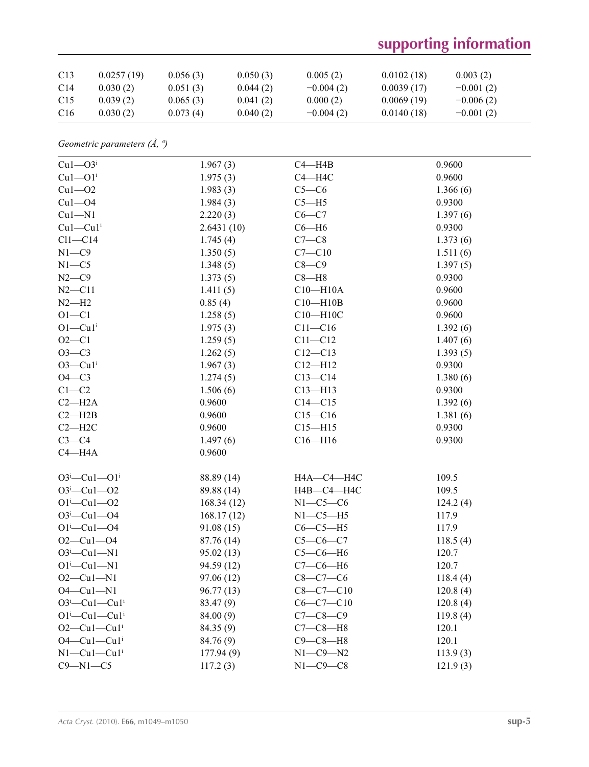| | | | | | | |
|---|---|---|---|---|---|---|
| C13 | 0.0257 (19) | 0.056 (3) | 0.050 (3) | 0.005 (2) | 0.0102 (18) | 0.003 (2) |
| C14 | 0.030 (2) | 0.051 (3) | 0.044 (2) | −0.004 (2) | 0.0039 (17) | −0.001 (2) |
| C15 | 0.039 (2) | 0.065 (3) | 0.041 (2) | 0.000 (2) | 0.0069 (19) | −0.006 (2) |
| C16 | 0.030 (2) | 0.073 (4) | 0.040 (2) | −0.004 (2) | 0.0140 (18) | −0.001 (2) |

*Geometric parameters (Å, º)*

| | | | |
|---|---|---|---|
| Cu1—O3$^{i}$ | 1.967 (3) | C4—H4B | 0.9600 |
| Cu1—O1$^{i}$ | 1.975 (3) | C4—H4C | 0.9600 |
| Cu1—O2 | 1.983 (3) | C5—C6 | 1.366 (6) |
| Cu1—O4 | 1.984 (3) | C5—H5 | 0.9300 |
| Cu1—N1 | 2.220 (3) | C6—C7 | 1.397 (6) |
| Cu1—Cu1$^{i}$ | 2.6431 (10) | C6—H6 | 0.9300 |
| Cl1—C14 | 1.745 (4) | C7—C8 | 1.373 (6) |
| N1—C9 | 1.350 (5) | C7—C10 | 1.511 (6) |
| N1—C5 | 1.348 (5) | C8—C9 | 1.397 (5) |
| N2—C9 | 1.373 (5) | C8—H8 | 0.9300 |
| N2—C11 | 1.411 (5) | C10—H10A | 0.9600 |
| N2—H2 | 0.85 (4) | C10—H10B | 0.9600 |
| O1—C1 | 1.258 (5) | C10—H10C | 0.9600 |
| O1—Cu1$^{i}$ | 1.975 (3) | C11—C16 | 1.392 (6) |
| O2—C1 | 1.259 (5) | C11—C12 | 1.407 (6) |
| O3—C3 | 1.262 (5) | C12—C13 | 1.393 (5) |
| O3—Cu1$^{i}$ | 1.967 (3) | C12—H12 | 0.9300 |
| O4—C3 | 1.274 (5) | C13—C14 | 1.380 (6) |
| C1—C2 | 1.506 (6) | C13—H13 | 0.9300 |
| C2—H2A | 0.9600 | C14—C15 | 1.392 (6) |
| C2—H2B | 0.9600 | C15—C16 | 1.381 (6) |
| C2—H2C | 0.9600 | C15—H15 | 0.9300 |
| C3—C4 | 1.497 (6) | C16—H16 | 0.9300 |
| C4—H4A | 0.9600 | | |
| | | | |
| O3$^{i}$—Cu1—O1$^{i}$ | 88.89 (14) | H4A—C4—H4C | 109.5 |
| O3$^{i}$—Cu1—O2 | 89.88 (14) | H4B—C4—H4C | 109.5 |
| O1$^{i}$—Cu1—O2 | 168.34 (12) | N1—C5—C6 | 124.2 (4) |
| O3$^{i}$—Cu1—O4 | 168.17 (12) | N1—C5—H5 | 117.9 |
| O1$^{i}$—Cu1—O4 | 91.08 (15) | C6—C5—H5 | 117.9 |
| O2—Cu1—O4 | 87.76 (14) | C5—C6—C7 | 118.5 (4) |
| O3$^{i}$—Cu1—N1 | 95.02 (13) | C5—C6—H6 | 120.7 |
| O1$^{i}$—Cu1—N1 | 94.59 (12) | C7—C6—H6 | 120.7 |
| O2—Cu1—N1 | 97.06 (12) | C8—C7—C6 | 118.4 (4) |
| O4—Cu1—N1 | 96.77 (13) | C8—C7—C10 | 120.8 (4) |
| O3$^{i}$—Cu1—Cu1$^{i}$ | 83.47 (9) | C6—C7—C10 | 120.8 (4) |
| O1$^{i}$—Cu1—Cu1$^{i}$ | 84.00 (9) | C7—C8—C9 | 119.8 (4) |
| O2—Cu1—Cu1$^{i}$ | 84.35 (9) | C7—C8—H8 | 120.1 |
| O4—Cu1—Cu1$^{i}$ | 84.76 (9) | C9—C8—H8 | 120.1 |
| N1—Cu1—Cu1$^{i}$ | 177.94 (9) | N1—C9—N2 | 113.9 (3) |
| C9—N1—C5 | 117.2 (3) | N1—C9—C8 | 121.9 (3) |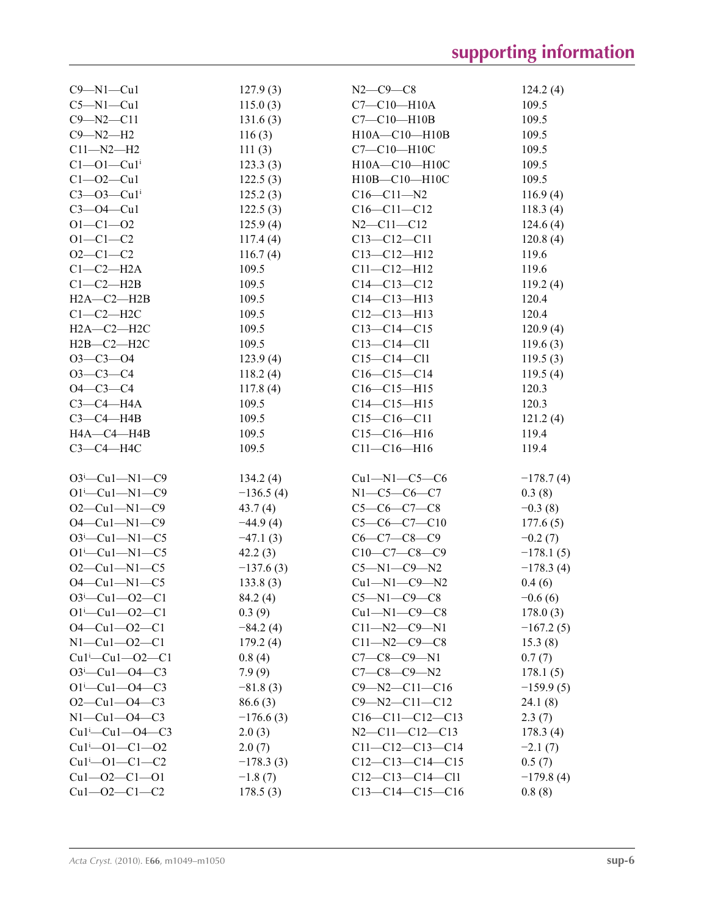| | | | |
|---|---|---|---|
| C9—N1—Cu1 | 127.9 (3) | N2—C9—C8 | 124.2 (4) |
| C5—N1—Cu1 | 115.0 (3) | C7—C10—H10A | 109.5 |
| C9—N2—C11 | 131.6 (3) | C7—C10—H10B | 109.5 |
| C9—N2—H2 | 116 (3) | H10A—C10—H10B | 109.5 |
| C11—N2—H2 | 111 (3) | C7—C10—H10C | 109.5 |
| C1—O1—Cu1[i] | 123.3 (3) | H10A—C10—H10C | 109.5 |
| C1—O2—Cu1 | 122.5 (3) | H10B—C10—H10C | 109.5 |
| C3—O3—Cu1[i] | 125.2 (3) | C16—C11—N2 | 116.9 (4) |
| C3—O4—Cu1 | 122.5 (3) | C16—C11—C12 | 118.3 (4) |
| O1—C1—O2 | 125.9 (4) | N2—C11—C12 | 124.6 (4) |
| O1—C1—C2 | 117.4 (4) | C13—C12—C11 | 120.8 (4) |
| O2—C1—C2 | 116.7 (4) | C13—C12—H12 | 119.6 |
| C1—C2—H2A | 109.5 | C11—C12—H12 | 119.6 |
| C1—C2—H2B | 109.5 | C14—C13—C12 | 119.2 (4) |
| H2A—C2—H2B | 109.5 | C14—C13—H13 | 120.4 |
| C1—C2—H2C | 109.5 | C12—C13—H13 | 120.4 |
| H2A—C2—H2C | 109.5 | C13—C14—C15 | 120.9 (4) |
| H2B—C2—H2C | 109.5 | C13—C14—Cl1 | 119.6 (3) |
| O3—C3—O4 | 123.9 (4) | C15—C14—Cl1 | 119.5 (3) |
| O3—C3—C4 | 118.2 (4) | C16—C15—C14 | 119.5 (4) |
| O4—C3—C4 | 117.8 (4) | C16—C15—H15 | 120.3 |
| C3—C4—H4A | 109.5 | C14—C15—H15 | 120.3 |
| C3—C4—H4B | 109.5 | C15—C16—C11 | 121.2 (4) |
| H4A—C4—H4B | 109.5 | C15—C16—H16 | 119.4 |
| C3—C4—H4C | 109.5 | C11—C16—H16 | 119.4 |

| | | | |
|---|---|---|---|
| O3[i]—Cu1—N1—C9 | 134.2 (4) | Cu1—N1—C5—C6 | −178.7 (4) |
| O1[i]—Cu1—N1—C9 | −136.5 (4) | N1—C5—C6—C7 | 0.3 (8) |
| O2—Cu1—N1—C9 | 43.7 (4) | C5—C6—C7—C8 | −0.3 (8) |
| O4—Cu1—N1—C9 | −44.9 (4) | C5—C6—C7—C10 | 177.6 (5) |
| O3[i]—Cu1—N1—C5 | −47.1 (3) | C6—C7—C8—C9 | −0.2 (7) |
| O1[i]—Cu1—N1—C5 | 42.2 (3) | C10—C7—C8—C9 | −178.1 (5) |
| O2—Cu1—N1—C5 | −137.6 (3) | C5—N1—C9—N2 | −178.3 (4) |
| O4—Cu1—N1—C5 | 133.8 (3) | Cu1—N1—C9—N2 | 0.4 (6) |
| O3[i]—Cu1—O2—C1 | 84.2 (4) | C5—N1—C9—C8 | −0.6 (6) |
| O1[i]—Cu1—O2—C1 | 0.3 (9) | Cu1—N1—C9—C8 | 178.0 (3) |
| O4—Cu1—O2—C1 | −84.2 (4) | C11—N2—C9—N1 | −167.2 (5) |
| N1—Cu1—O2—C1 | 179.2 (4) | C11—N2—C9—C8 | 15.3 (8) |
| Cu1[i]—Cu1—O2—C1 | 0.8 (4) | C7—C8—C9—N1 | 0.7 (7) |
| O3[i]—Cu1—O4—C3 | 7.9 (9) | C7—C8—C9—N2 | 178.1 (5) |
| O1[i]—Cu1—O4—C3 | −81.8 (3) | C9—N2—C11—C16 | −159.9 (5) |
| O2—Cu1—O4—C3 | 86.6 (3) | C9—N2—C11—C12 | 24.1 (8) |
| N1—Cu1—O4—C3 | −176.6 (3) | C16—C11—C12—C13 | 2.3 (7) |
| Cu1[i]—Cu1—O4—C3 | 2.0 (3) | N2—C11—C12—C13 | 178.3 (4) |
| Cu1[i]—O1—C1—O2 | 2.0 (7) | C11—C12—C13—C14 | −2.1 (7) |
| Cu1[i]—O1—C1—C2 | −178.3 (3) | C12—C13—C14—C15 | 0.5 (7) |
| Cu1—O2—C1—O1 | −1.8 (7) | C12—C13—C14—Cl1 | −179.8 (4) |
| Cu1—O2—C1—C2 | 178.5 (3) | C13—C14—C15—C16 | 0.8 (8) |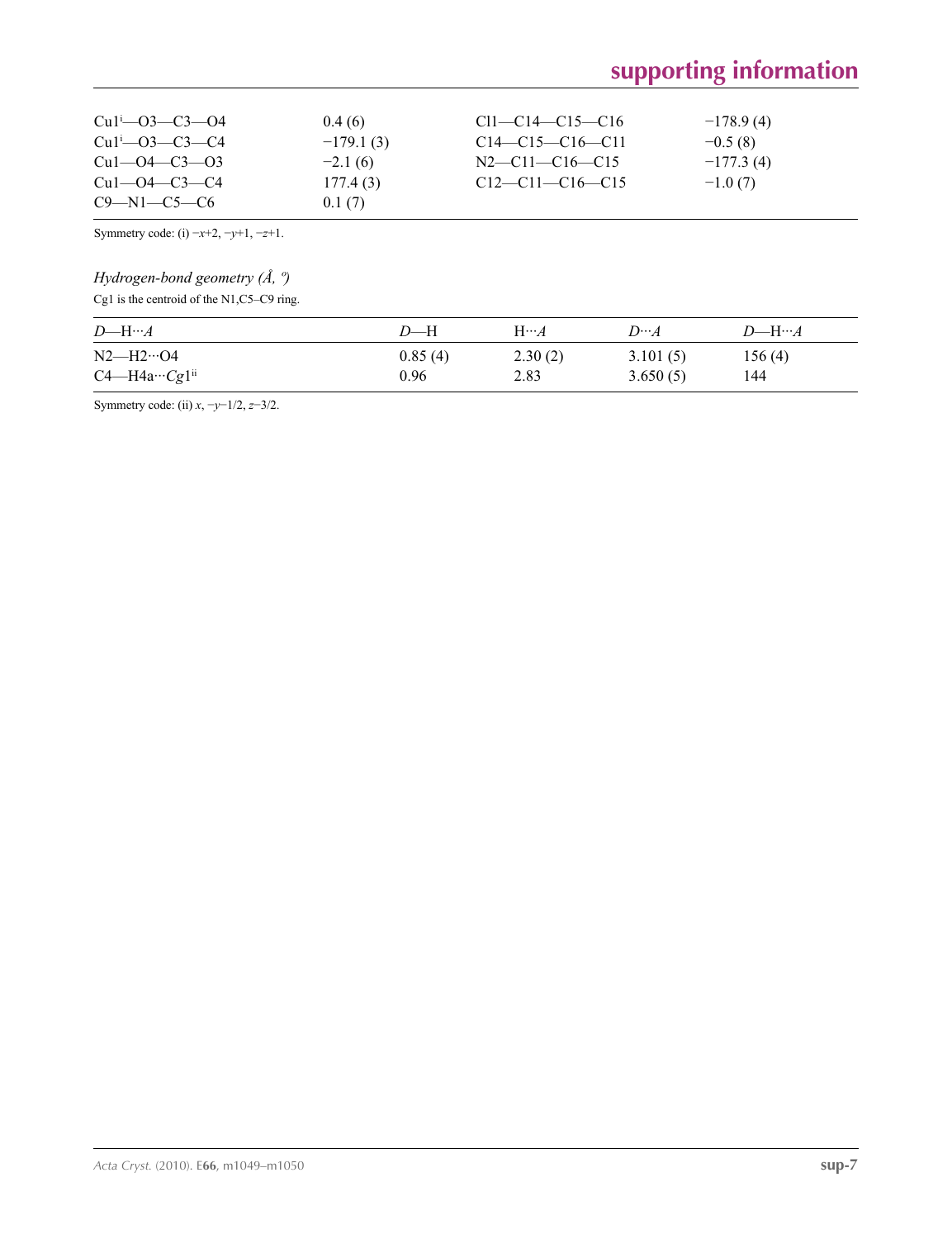| | | | |
|---|---|---|---|
| Cu1$^{i}$—O3—C3—O4 | 0.4 (6) | Cl1—C14—C15—C16 | −178.9 (4) |
| Cu1$^{i}$—O3—C3—C4 | −179.1 (3) | C14—C15—C16—C11 | −0.5 (8) |
| Cu1—O4—C3—O3 | −2.1 (6) | N2—C11—C16—C15 | −177.3 (4) |
| Cu1—O4—C3—C4 | 177.4 (3) | C12—C11—C16—C15 | −1.0 (7) |
| C9—N1—C5—C6 | 0.1 (7) | | |

Symmetry code: (i) $-x+2, -y+1, -z+1$.

### *Hydrogen-bond geometry (Å, º)*

Cg1 is the centroid of the N1,C5–C9 ring.

| *D*—H···*A* | *D*—H | H···*A* | *D*···*A* | *D*—H···*A* |
|---|---|---|---|---|
| N2—H2···O4 | 0.85 (4) | 2.30 (2) | 3.101 (5) | 156 (4) |
| C4—H4a···*Cg*1$^{ii}$ | 0.96 | 2.83 | 3.650 (5) | 144 |

Symmetry code: (ii) $x, -y-1/2, z-3/2$.